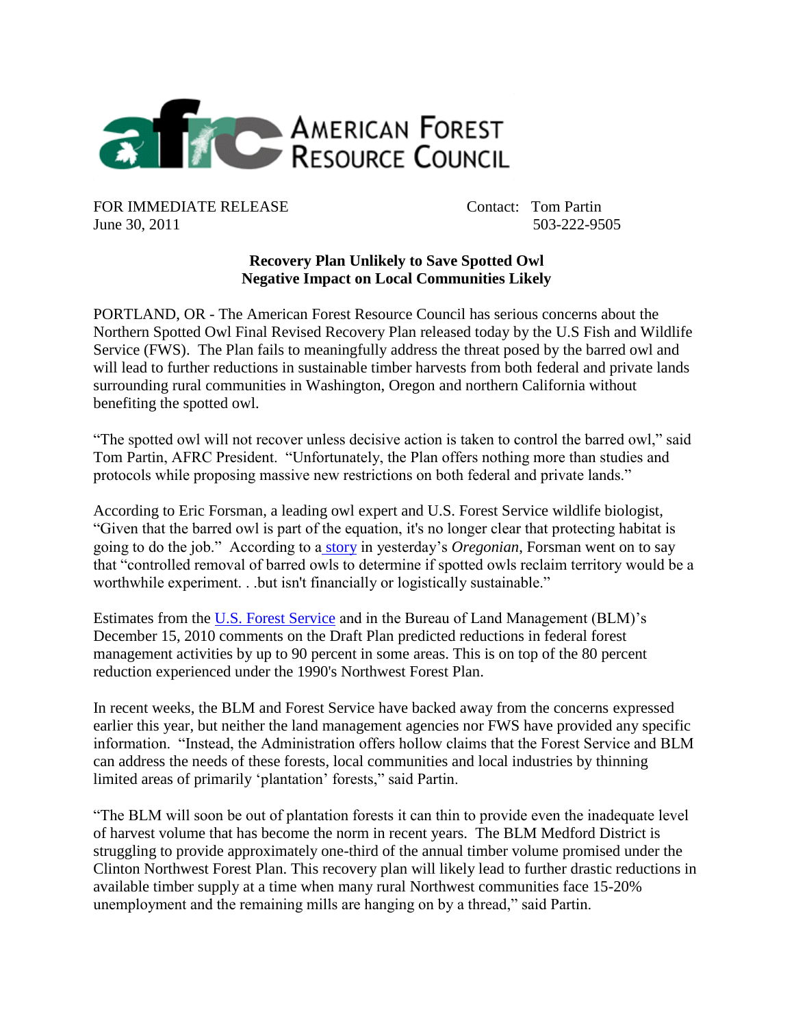AMERICAN FOREST RESOURCE COUNCIL

FOR IMMEDIATE RELEASE
June 30, 2011

Contact: Tom Partin
503-222-9505

**Recovery Plan Unlikely to Save Spotted Owl**
**Negative Impact on Local Communities Likely**

PORTLAND, OR - The American Forest Resource Council has serious concerns about the Northern Spotted Owl Final Revised Recovery Plan released today by the U.S Fish and Wildlife Service (FWS). The Plan fails to meaningfully address the threat posed by the barred owl and will lead to further reductions in sustainable timber harvests from both federal and private lands surrounding rural communities in Washington, Oregon and northern California without benefiting the spotted owl.

"The spotted owl will not recover unless decisive action is taken to control the barred owl," said Tom Partin, AFRC President. "Unfortunately, the Plan offers nothing more than studies and protocols while proposing massive new restrictions on both federal and private lands."

According to Eric Forsman, a leading owl expert and U.S. Forest Service wildlife biologist, "Given that the barred owl is part of the equation, it's no longer clear that protecting habitat is going to do the job." According to a story in yesterday's *Oregonian*, Forsman went on to say that "controlled removal of barred owls to determine if spotted owls reclaim territory would be a worthwhile experiment. . .but isn't financially or logistically sustainable."

Estimates from the U.S. Forest Service and in the Bureau of Land Management (BLM)'s December 15, 2010 comments on the Draft Plan predicted reductions in federal forest management activities by up to 90 percent in some areas. This is on top of the 80 percent reduction experienced under the 1990's Northwest Forest Plan.

In recent weeks, the BLM and Forest Service have backed away from the concerns expressed earlier this year, but neither the land management agencies nor FWS have provided any specific information. "Instead, the Administration offers hollow claims that the Forest Service and BLM can address the needs of these forests, local communities and local industries by thinning limited areas of primarily 'plantation' forests," said Partin.

"The BLM will soon be out of plantation forests it can thin to provide even the inadequate level of harvest volume that has become the norm in recent years. The BLM Medford District is struggling to provide approximately one-third of the annual timber volume promised under the Clinton Northwest Forest Plan. This recovery plan will likely lead to further drastic reductions in available timber supply at a time when many rural Northwest communities face 15-20% unemployment and the remaining mills are hanging on by a thread," said Partin.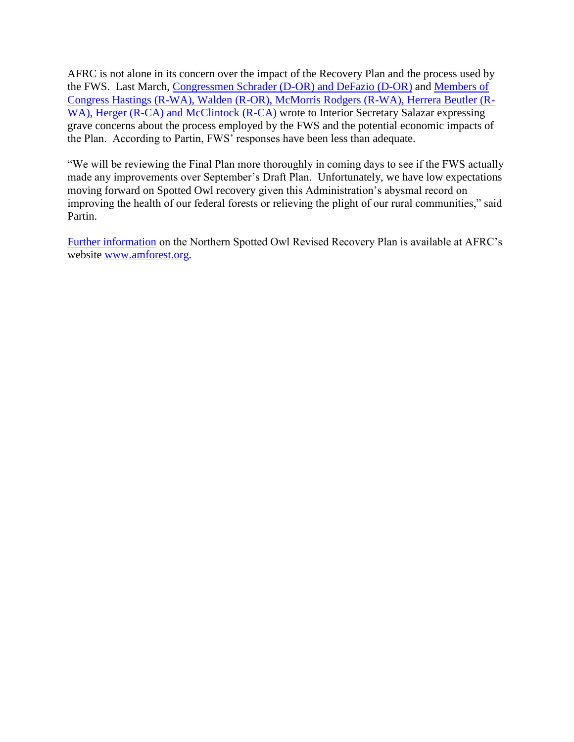AFRC is not alone in its concern over the impact of the Recovery Plan and the process used by the FWS. Last March, Congressmen Schrader (D-OR) and DeFazio (D-OR) and Members of Congress Hastings (R-WA), Walden (R-OR), McMorris Rodgers (R-WA), Herrera Beutler (R-WA), Herger (R-CA) and McClintock (R-CA) wrote to Interior Secretary Salazar expressing grave concerns about the process employed by the FWS and the potential economic impacts of the Plan. According to Partin, FWS' responses have been less than adequate.

"We will be reviewing the Final Plan more thoroughly in coming days to see if the FWS actually made any improvements over September's Draft Plan. Unfortunately, we have low expectations moving forward on Spotted Owl recovery given this Administration's abysmal record on improving the health of our federal forests or relieving the plight of our rural communities," said Partin.

Further information on the Northern Spotted Owl Revised Recovery Plan is available at AFRC's website www.amforest.org.